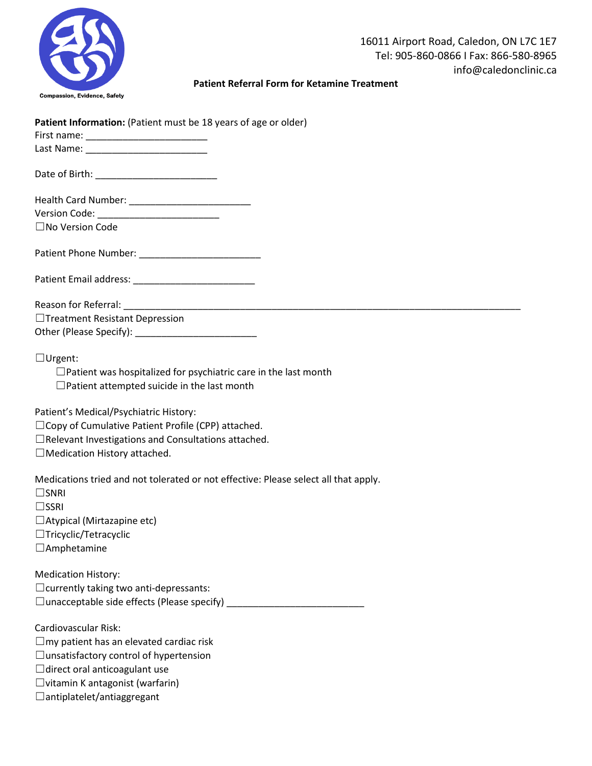Compassion, Evidence, Safety

16011 Airport Road, Caledon, ON L7C 1E7
Tel: 905-860-0866 I Fax: 866-580-8965
info@caledonclinic.ca

**Patient Referral Form for Ketamine Treatment**

**Patient Information:** (Patient must be 18 years of age or older)
First name: _______________________
Last Name: _______________________

Date of Birth: _______________________

Health Card Number: _______________________
Version Code: _______________________
☐No Version Code

Patient Phone Number: _______________________

Patient Email address: _______________________

Reason for Referral: ___________________________________________________________________________
☐Treatment Resistant Depression
Other (Please Specify): _______________________

☐Urgent:
- ☐Patient was hospitalized for psychiatric care in the last month
- ☐Patient attempted suicide in the last month

Patient's Medical/Psychiatric History:
☐Copy of Cumulative Patient Profile (CPP) attached.
☐Relevant Investigations and Consultations attached.
☐Medication History attached.

Medications tried and not tolerated or not effective: Please select all that apply.
☐SNRI
☐SSRI
☐Atypical (Mirtazapine etc)
☐Tricyclic/Tetracyclic
☐Amphetamine

Medication History:
☐currently taking two anti-depressants:
☐unacceptable side effects (Please specify) __________________________

Cardiovascular Risk:
☐my patient has an elevated cardiac risk
☐unsatisfactory control of hypertension
☐direct oral anticoagulant use
☐vitamin K antagonist (warfarin)
☐antiplatelet/antiaggregant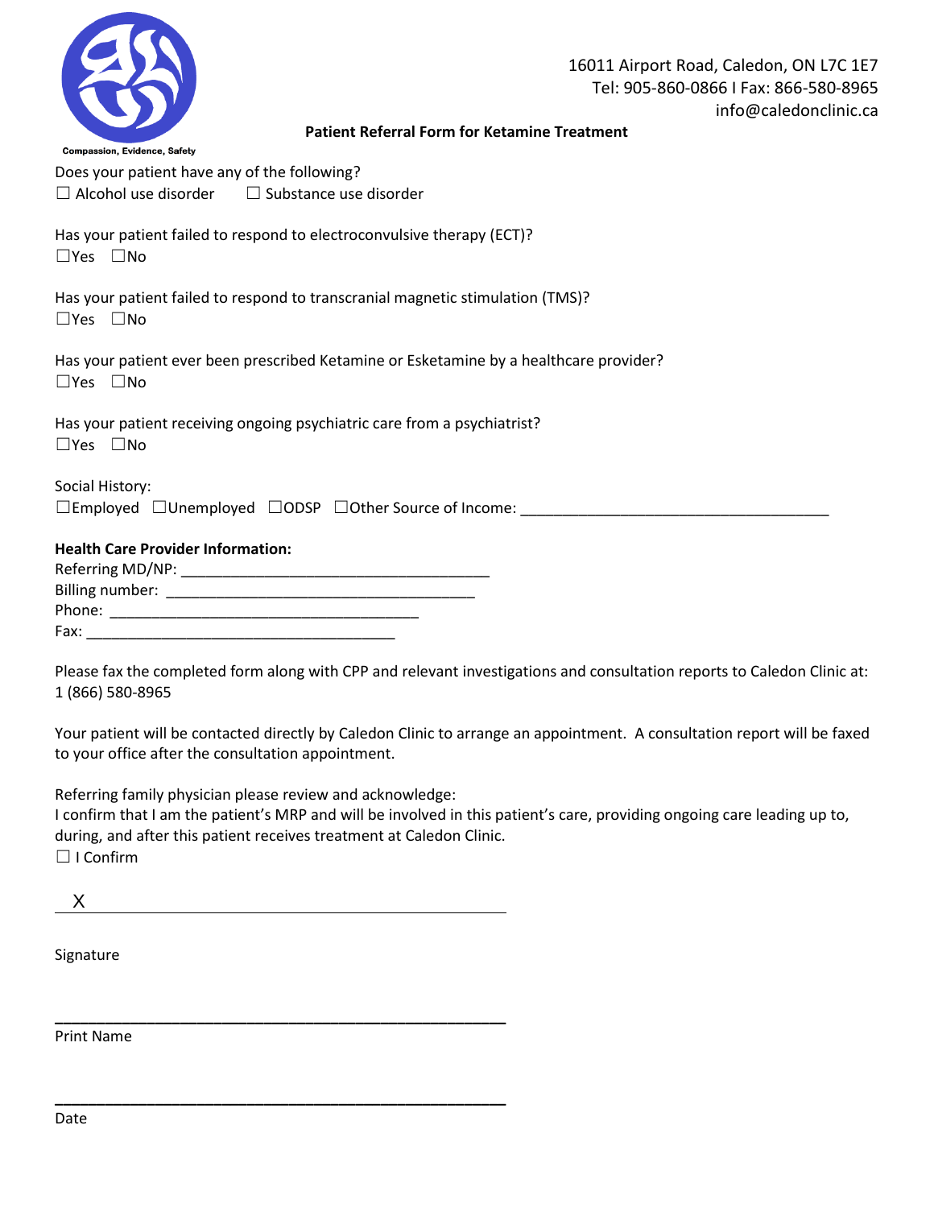Compassion, Evidence, Safety

16011 Airport Road, Caledon, ON L7C 1E7
Tel: 905-860-0866 I Fax: 866-580-8965
info@caledonclinic.ca

**Patient Referral Form for Ketamine Treatment**

Does your patient have any of the following?
☐ Alcohol use disorder ☐ Substance use disorder

Has your patient failed to respond to electroconvulsive therapy (ECT)?
☐Yes ☐No

Has your patient failed to respond to transcranial magnetic stimulation (TMS)?
☐Yes ☐No

Has your patient ever been prescribed Ketamine or Esketamine by a healthcare provider?
☐Yes ☐No

Has your patient receiving ongoing psychiatric care from a psychiatrist?
☐Yes ☐No

Social History:
☐Employed ☐Unemployed ☐ODSP ☐Other Source of Income: ______________________________________

**Health Care Provider Information:**

Referring MD/NP: ______________________________________
Billing number: ______________________________________
Phone: ______________________________________
Fax: ______________________________________

Please fax the completed form along with CPP and relevant investigations and consultation reports to Caledon Clinic at: 1 (866) 580-8965

Your patient will be contacted directly by Caledon Clinic to arrange an appointment. A consultation report will be faxed to your office after the consultation appointment.

Referring family physician please review and acknowledge:
I confirm that I am the patient's MRP and will be involved in this patient's care, providing ongoing care leading up to, during, and after this patient receives treatment at Caledon Clinic.
☐ I Confirm

X ______________________________________

Signature

______________________________________
Print Name

______________________________________
Date